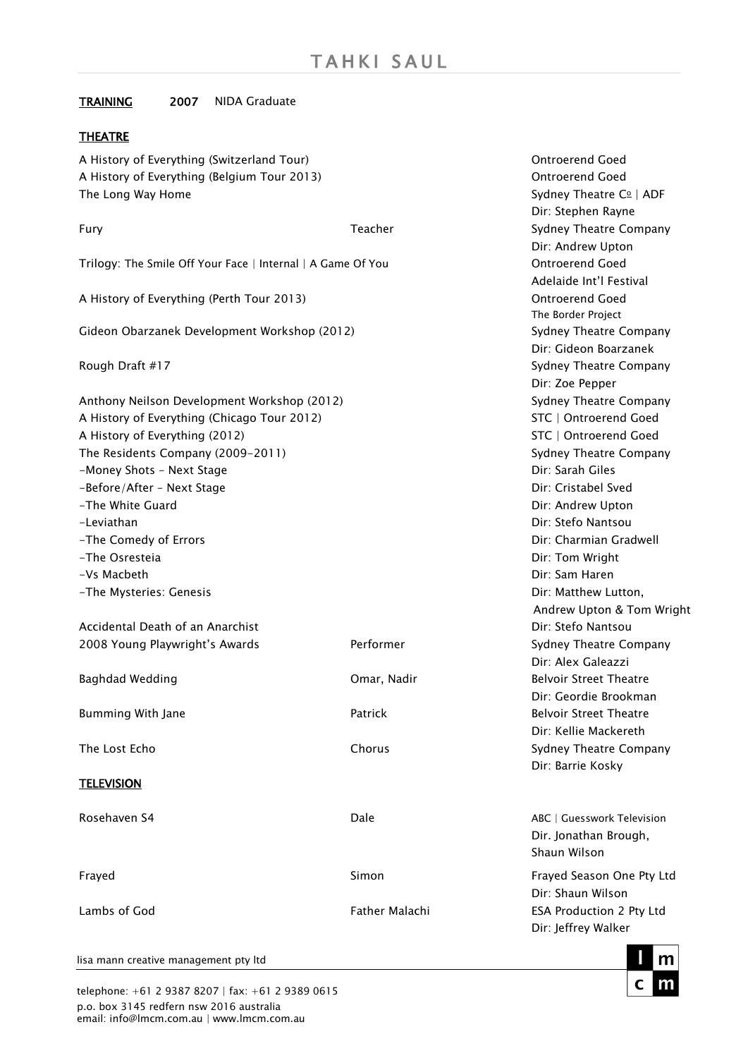# TAHKI SAUL

**TRAINING** **2007** NIDA Graduate

## THEATRE

| Production | Role | Company / Director |
|---|---|---|
| A History of Everything (Switzerland Tour) | | Ontroerend Goed |
| A History of Everything (Belgium Tour 2013) | | Ontroerend Goed |
| The Long Way Home | | Sydney Theatre Cº \| ADF<br>Dir: Stephen Rayne |
| Fury | Teacher | Sydney Theatre Company<br>Dir: Andrew Upton |
| Trilogy: The Smile Off Your Face \| Internal \| A Game Of You | | Ontroerend Goed<br>Adelaide Int'l Festival |
| A History of Everything (Perth Tour 2013) | | Ontroerend Goed<br>The Border Project |
| Gideon Obarzanek Development Workshop (2012) | | Sydney Theatre Company<br>Dir: Gideon Boarzanek |
| Rough Draft #17 | | Sydney Theatre Company<br>Dir: Zoe Pepper |
| Anthony Neilson Development Workshop (2012) | | Sydney Theatre Company |
| A History of Everything (Chicago Tour 2012) | | STC \| Ontroerend Goed |
| A History of Everything (2012) | | STC \| Ontroerend Goed |
| The Residents Company (2009-2011) | | Sydney Theatre Company |
| -Money Shots - Next Stage | | Dir: Sarah Giles |
| -Before/After - Next Stage | | Dir: Cristabel Sved |
| -The White Guard | | Dir: Andrew Upton |
| -Leviathan | | Dir: Stefo Nantsou |
| -The Comedy of Errors | | Dir: Charmian Gradwell |
| -The Osresteia | | Dir: Tom Wright |
| -Vs Macbeth | | Dir: Sam Haren |
| -The Mysteries: Genesis | | Dir: Matthew Lutton,<br>Andrew Upton & Tom Wright |
| Accidental Death of an Anarchist | | Dir: Stefo Nantsou |
| 2008 Young Playwright's Awards | Performer | Sydney Theatre Company<br>Dir: Alex Galeazzi |
| Baghdad Wedding | Omar, Nadir | Belvoir Street Theatre<br>Dir: Geordie Brookman |
| Bumming With Jane | Patrick | Belvoir Street Theatre<br>Dir: Kellie Mackereth |
| The Lost Echo | Chorus | Sydney Theatre Company<br>Dir: Barrie Kosky |

## TELEVISION

| Production | Role | Company / Director |
|---|---|---|
| Rosehaven S4 | Dale | ABC \| Guesswork Television<br>Dir. Jonathan Brough,<br>Shaun Wilson |
| Frayed | Simon | Frayed Season One Pty Ltd<br>Dir: Shaun Wilson |
| Lambs of God | Father Malachi | ESA Production 2 Pty Ltd<br>Dir: Jeffrey Walker |

lisa mann creative management pty ltd

telephone: +61 2 9387 8207 | fax: +61 2 9389 0615
p.o. box 3145 redfern nsw 2016 australia
email: info@lmcm.com.au | www.lmcm.com.au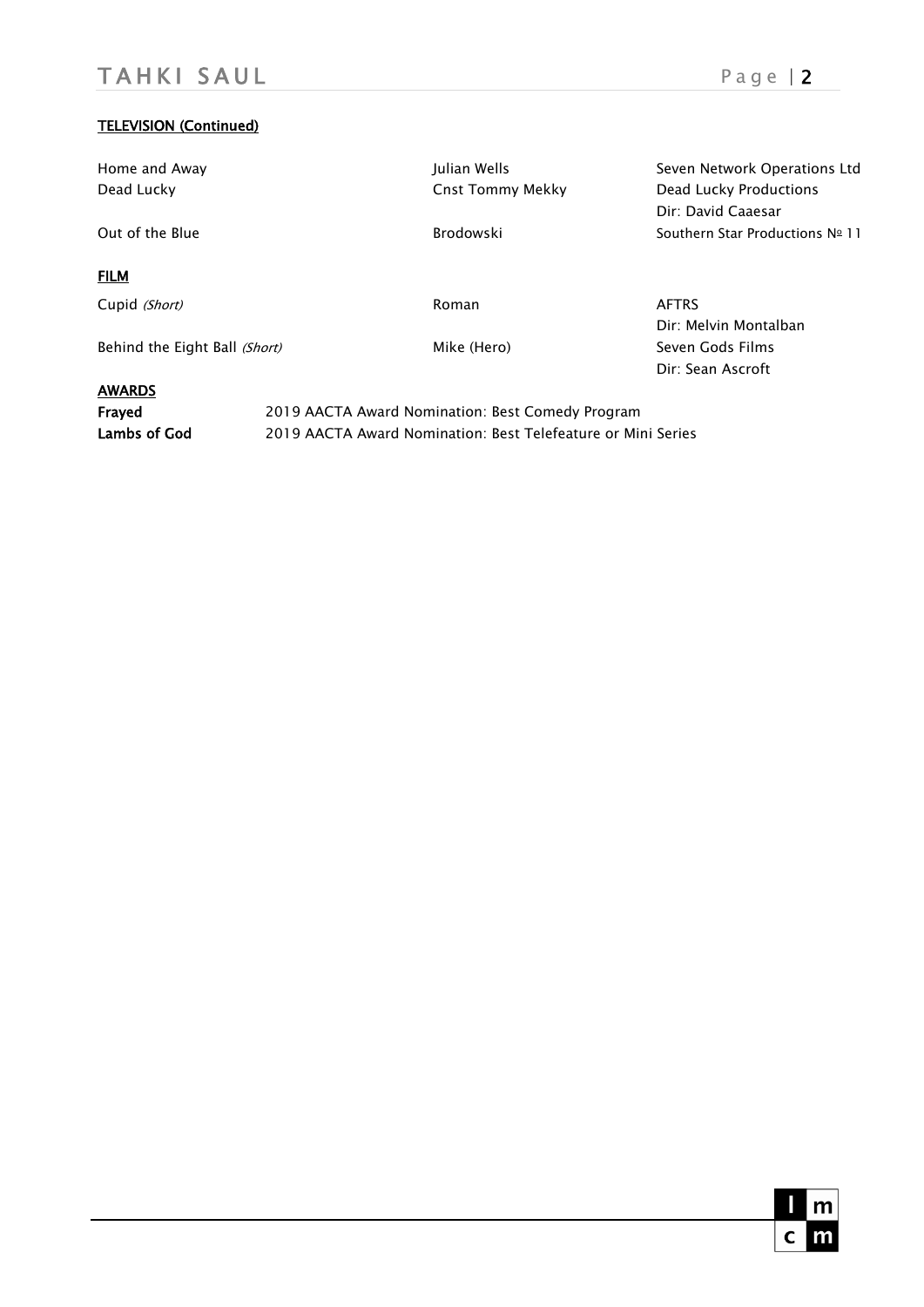**TELEVISION (Continued)**

| | | |
|---|---|---|
| Home and Away | Julian Wells | Seven Network Operations Ltd |
| Dead Lucky | Cnst Tommy Mekky | Dead Lucky Productions<br>Dir: David Caaesar |
| Out of the Blue | Brodowski | Southern Star Productions № 11 |

**FILM**

| | | |
|---|---|---|
| Cupid *(Short)* | Roman | AFTRS<br>Dir: Melvin Montalban |
| Behind the Eight Ball *(Short)* | Mike (Hero) | Seven Gods Films<br>Dir: Sean Ascroft |

**AWARDS**

| | |
|---|---|
| **Frayed** | 2019 AACTA Award Nomination: Best Comedy Program |
| **Lambs of God** | 2019 AACTA Award Nomination: Best Telefeature or Mini Series |